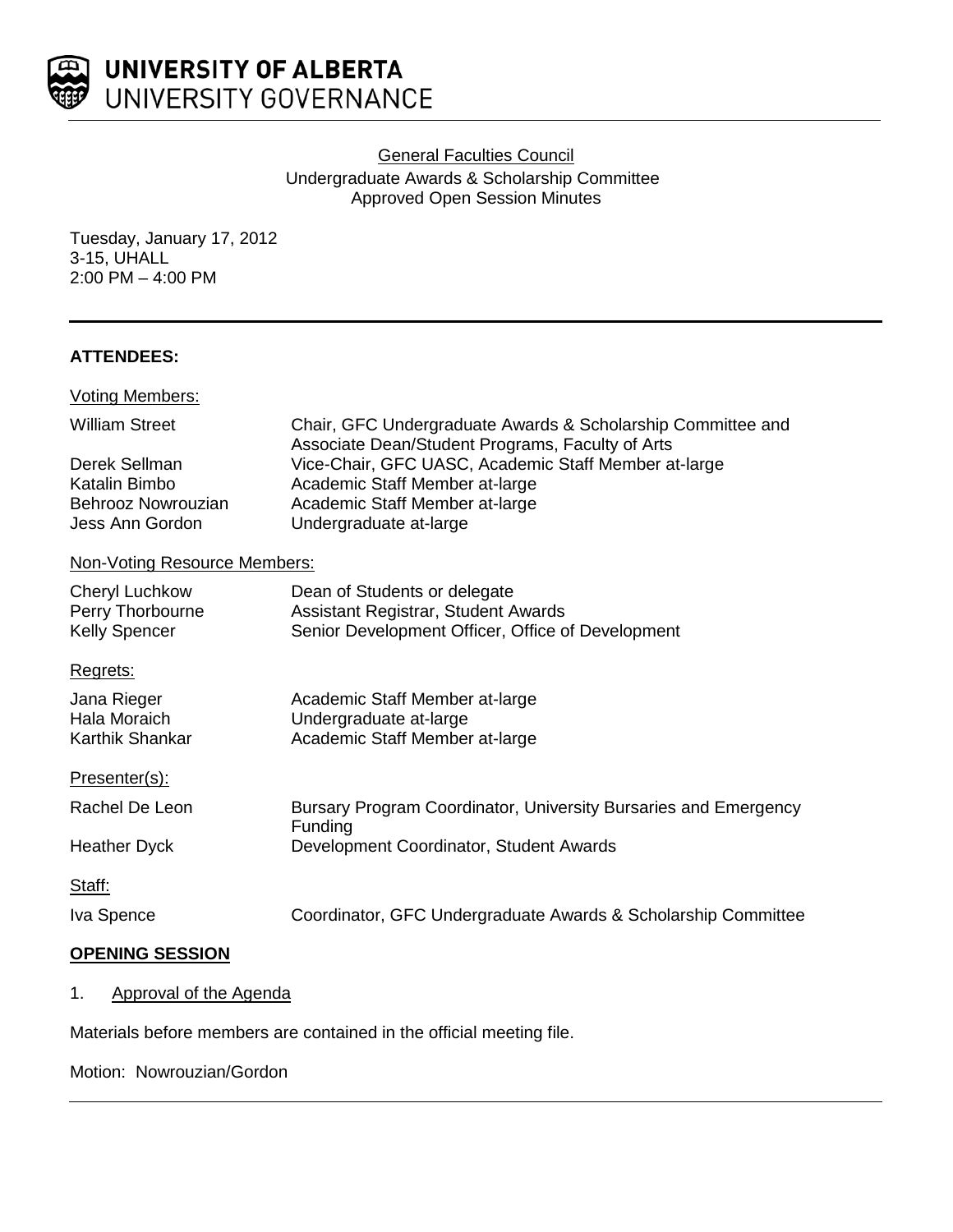UNIVERSITY OF ALBERTA
UNIVERSITY GOVERNANCE

General Faculties Council
Undergraduate Awards & Scholarship Committee
Approved Open Session Minutes

Tuesday, January 17, 2012
3-15, UHALL
2:00 PM – 4:00 PM

---

**ATTENDEES:**

Voting Members:

| | |
|---|---|
| William Street | Chair, GFC Undergraduate Awards & Scholarship Committee and Associate Dean/Student Programs, Faculty of Arts |
| Derek Sellman | Vice-Chair, GFC UASC, Academic Staff Member at-large |
| Katalin Bimbo | Academic Staff Member at-large |
| Behrooz Nowrouzian | Academic Staff Member at-large |
| Jess Ann Gordon | Undergraduate at-large |

Non-Voting Resource Members:

| | |
|---|---|
| Cheryl Luchkow | Dean of Students or delegate |
| Perry Thorbourne | Assistant Registrar, Student Awards |
| Kelly Spencer | Senior Development Officer, Office of Development |

Regrets:

| | |
|---|---|
| Jana Rieger | Academic Staff Member at-large |
| Hala Moraich | Undergraduate at-large |
| Karthik Shankar | Academic Staff Member at-large |

Presenter(s):

| | |
|---|---|
| Rachel De Leon | Bursary Program Coordinator, University Bursaries and Emergency Funding |
| Heather Dyck | Development Coordinator, Student Awards |

Staff:

| | |
|---|---|
| Iva Spence | Coordinator, GFC Undergraduate Awards & Scholarship Committee |

**OPENING SESSION**

1. Approval of the Agenda

Materials before members are contained in the official meeting file.

Motion: Nowrouzian/Gordon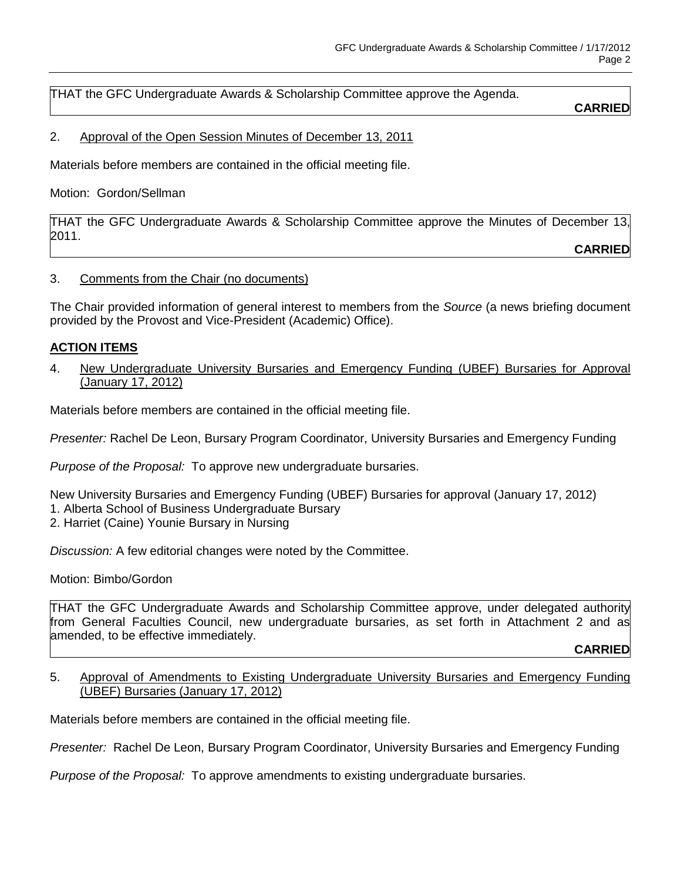THAT the GFC Undergraduate Awards & Scholarship Committee approve the Agenda.

**CARRIED**

2. Approval of the Open Session Minutes of December 13, 2011

Materials before members are contained in the official meeting file.

Motion: Gordon/Sellman

THAT the GFC Undergraduate Awards & Scholarship Committee approve the Minutes of December 13, 2011.

**CARRIED**

3. Comments from the Chair (no documents)

The Chair provided information of general interest to members from the *Source* (a news briefing document provided by the Provost and Vice-President (Academic) Office).

## ACTION ITEMS

4. New Undergraduate University Bursaries and Emergency Funding (UBEF) Bursaries for Approval (January 17, 2012)

Materials before members are contained in the official meeting file.

*Presenter:* Rachel De Leon, Bursary Program Coordinator, University Bursaries and Emergency Funding

*Purpose of the Proposal:* To approve new undergraduate bursaries.

New University Bursaries and Emergency Funding (UBEF) Bursaries for approval (January 17, 2012)
1. Alberta School of Business Undergraduate Bursary
2. Harriet (Caine) Younie Bursary in Nursing

*Discussion:* A few editorial changes were noted by the Committee.

Motion: Bimbo/Gordon

THAT the GFC Undergraduate Awards and Scholarship Committee approve, under delegated authority from General Faculties Council, new undergraduate bursaries, as set forth in Attachment 2 and as amended, to be effective immediately.

**CARRIED**

5. Approval of Amendments to Existing Undergraduate University Bursaries and Emergency Funding (UBEF) Bursaries (January 17, 2012)

Materials before members are contained in the official meeting file.

*Presenter:* Rachel De Leon, Bursary Program Coordinator, University Bursaries and Emergency Funding

*Purpose of the Proposal:* To approve amendments to existing undergraduate bursaries.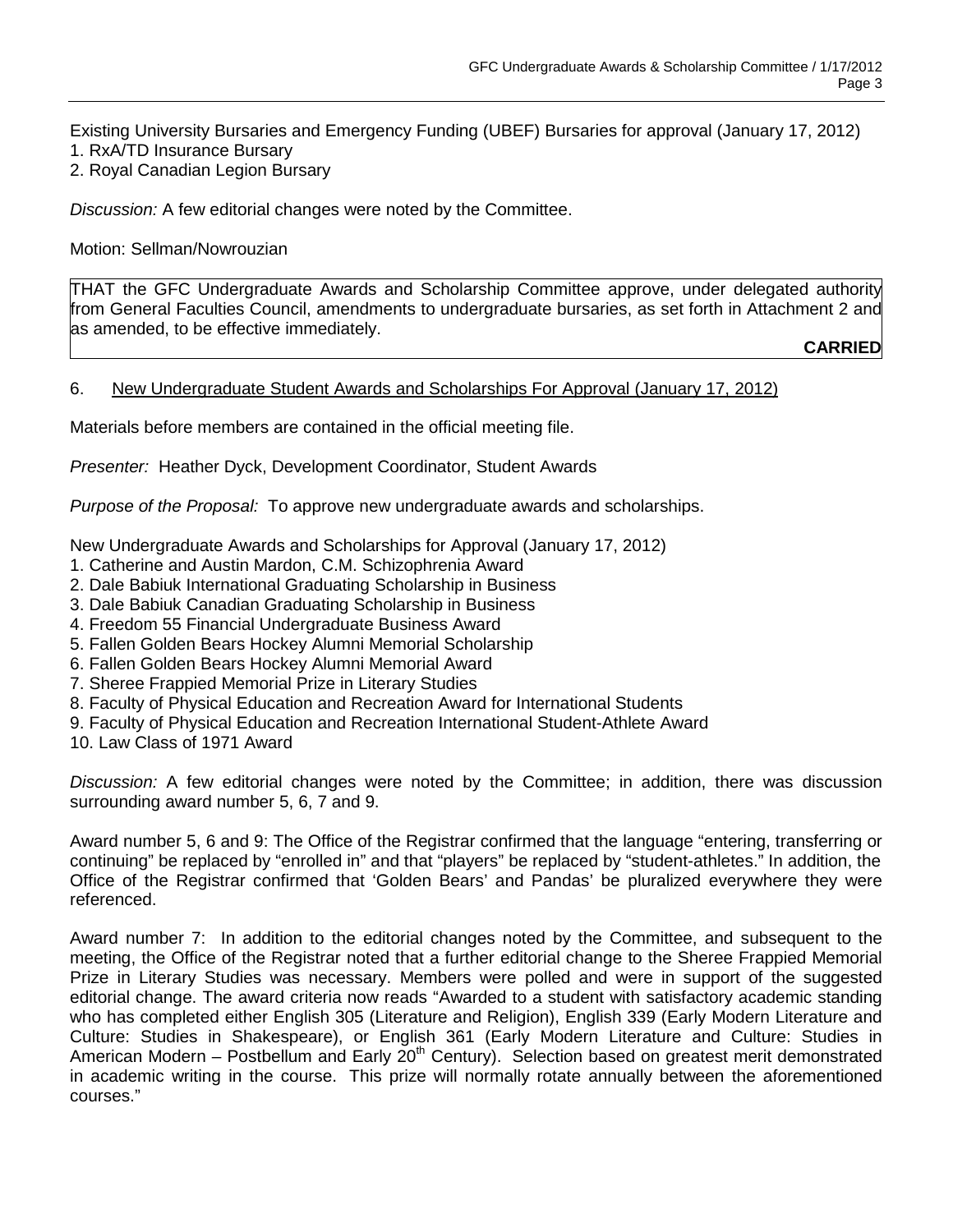Existing University Bursaries and Emergency Funding (UBEF) Bursaries for approval (January 17, 2012)
1. RxA/TD Insurance Bursary
2. Royal Canadian Legion Bursary

*Discussion:* A few editorial changes were noted by the Committee.

Motion: Sellman/Nowrouzian

| THAT the GFC Undergraduate Awards and Scholarship Committee approve, under delegated authority from General Faculties Council, amendments to undergraduate bursaries, as set forth in Attachment 2 and as amended, to be effective immediately. **CARRIED** |
|---|

6. <u>New Undergraduate Student Awards and Scholarships For Approval (January 17, 2012)</u>

Materials before members are contained in the official meeting file.

*Presenter:* Heather Dyck, Development Coordinator, Student Awards

*Purpose of the Proposal:* To approve new undergraduate awards and scholarships.

New Undergraduate Awards and Scholarships for Approval (January 17, 2012)
1. Catherine and Austin Mardon, C.M. Schizophrenia Award
2. Dale Babiuk International Graduating Scholarship in Business
3. Dale Babiuk Canadian Graduating Scholarship in Business
4. Freedom 55 Financial Undergraduate Business Award
5. Fallen Golden Bears Hockey Alumni Memorial Scholarship
6. Fallen Golden Bears Hockey Alumni Memorial Award
7. Sheree Frappied Memorial Prize in Literary Studies
8. Faculty of Physical Education and Recreation Award for International Students
9. Faculty of Physical Education and Recreation International Student-Athlete Award
10. Law Class of 1971 Award

*Discussion:* A few editorial changes were noted by the Committee; in addition, there was discussion surrounding award number 5, 6, 7 and 9.

Award number 5, 6 and 9: The Office of the Registrar confirmed that the language "entering, transferring or continuing" be replaced by "enrolled in" and that "players" be replaced by "student-athletes." In addition, the Office of the Registrar confirmed that 'Golden Bears' and Pandas' be pluralized everywhere they were referenced.

Award number 7: In addition to the editorial changes noted by the Committee, and subsequent to the meeting, the Office of the Registrar noted that a further editorial change to the Sheree Frappied Memorial Prize in Literary Studies was necessary. Members were polled and were in support of the suggested editorial change. The award criteria now reads "Awarded to a student with satisfactory academic standing who has completed either English 305 (Literature and Religion), English 339 (Early Modern Literature and Culture: Studies in Shakespeare), or English 361 (Early Modern Literature and Culture: Studies in American Modern – Postbellum and Early 20th Century). Selection based on greatest merit demonstrated in academic writing in the course. This prize will normally rotate annually between the aforementioned courses."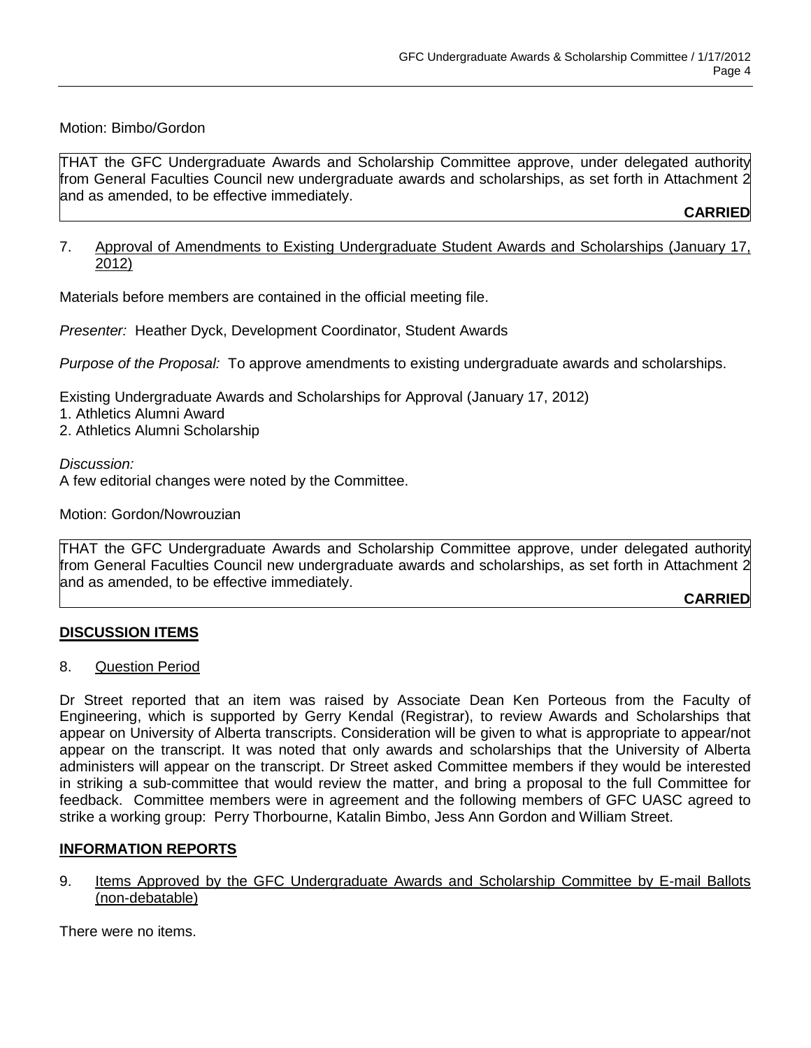Motion: Bimbo/Gordon

THAT the GFC Undergraduate Awards and Scholarship Committee approve, under delegated authority from General Faculties Council new undergraduate awards and scholarships, as set forth in Attachment 2 and as amended, to be effective immediately.

**CARRIED**

7. Approval of Amendments to Existing Undergraduate Student Awards and Scholarships (January 17, 2012)

Materials before members are contained in the official meeting file.

*Presenter:* Heather Dyck, Development Coordinator, Student Awards

*Purpose of the Proposal:* To approve amendments to existing undergraduate awards and scholarships.

Existing Undergraduate Awards and Scholarships for Approval (January 17, 2012)
1. Athletics Alumni Award
2. Athletics Alumni Scholarship

*Discussion:*
A few editorial changes were noted by the Committee.

Motion: Gordon/Nowrouzian

THAT the GFC Undergraduate Awards and Scholarship Committee approve, under delegated authority from General Faculties Council new undergraduate awards and scholarships, as set forth in Attachment 2 and as amended, to be effective immediately.

**CARRIED**

## DISCUSSION ITEMS

8. Question Period

Dr Street reported that an item was raised by Associate Dean Ken Porteous from the Faculty of Engineering, which is supported by Gerry Kendal (Registrar), to review Awards and Scholarships that appear on University of Alberta transcripts. Consideration will be given to what is appropriate to appear/not appear on the transcript. It was noted that only awards and scholarships that the University of Alberta administers will appear on the transcript. Dr Street asked Committee members if they would be interested in striking a sub-committee that would review the matter, and bring a proposal to the full Committee for feedback. Committee members were in agreement and the following members of GFC UASC agreed to strike a working group: Perry Thorbourne, Katalin Bimbo, Jess Ann Gordon and William Street.

## INFORMATION REPORTS

9. Items Approved by the GFC Undergraduate Awards and Scholarship Committee by E-mail Ballots (non-debatable)

There were no items.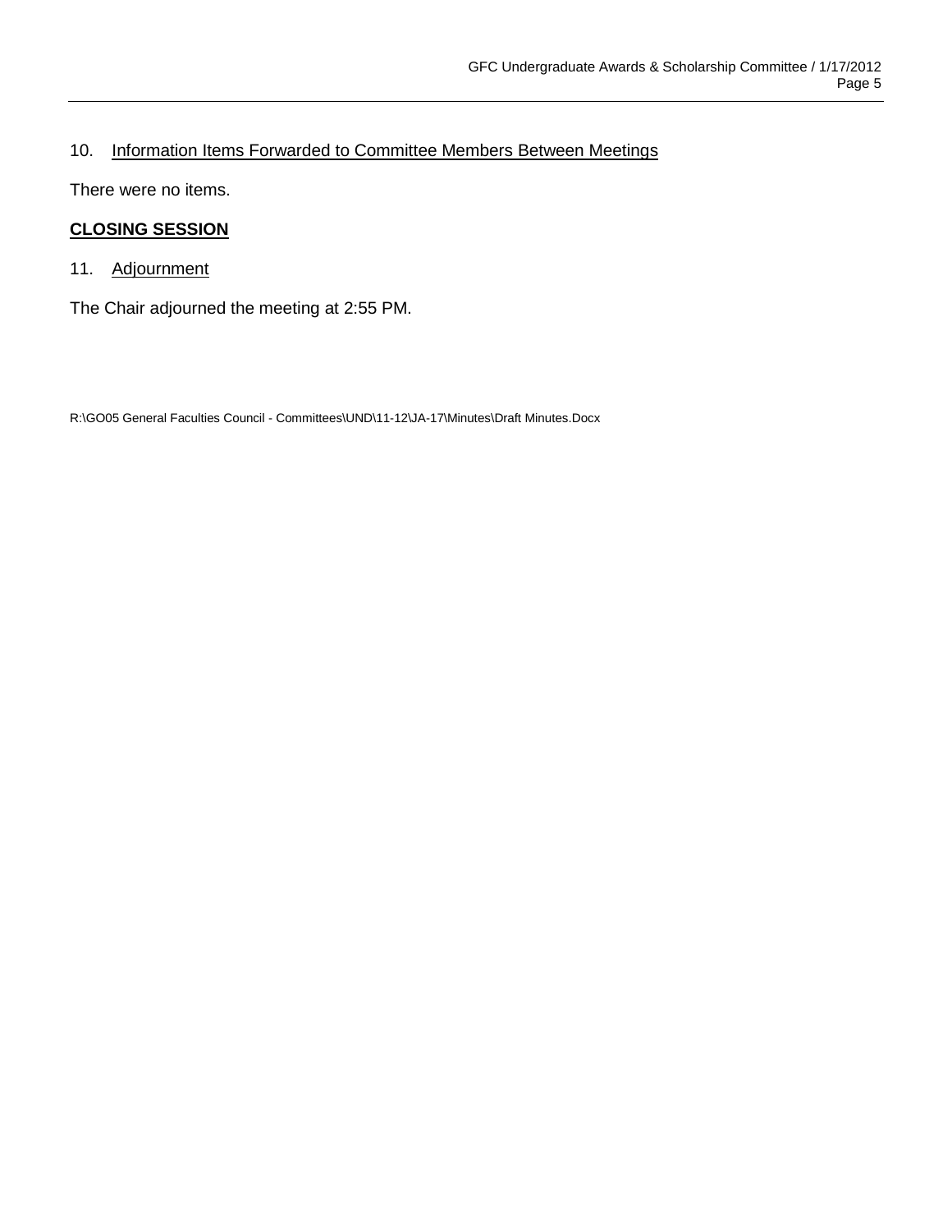10. Information Items Forwarded to Committee Members Between Meetings

There were no items.

**CLOSING SESSION**

11. Adjournment

The Chair adjourned the meeting at 2:55 PM.

R:\GO05 General Faculties Council - Committees\UND\11-12\JA-17\Minutes\Draft Minutes.Docx